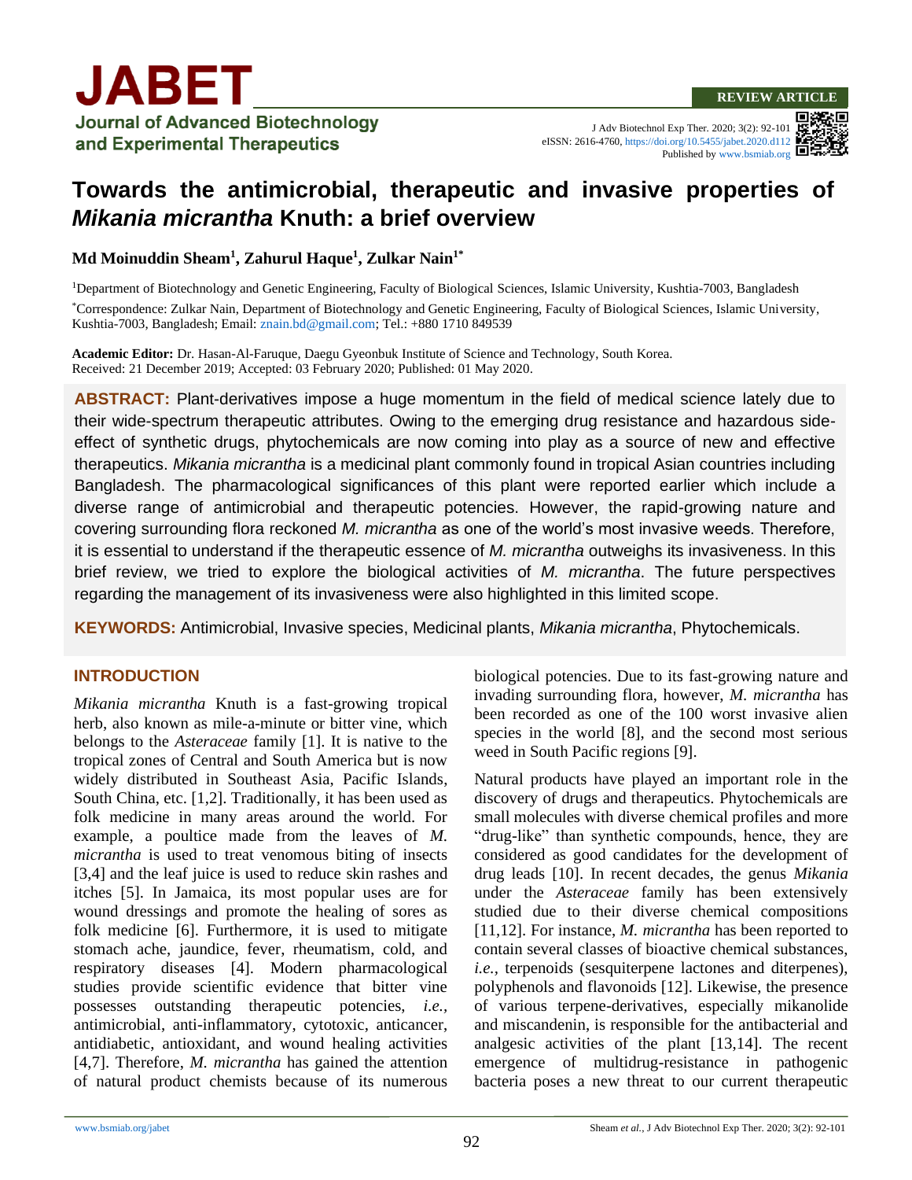REVIEW ARTICLE

# Towards the antimicrobial, therapeutic and invasive properties of *Mikania micrantha* Knuth: a brief overview

**Md Moinuddin Sheam[1], Zahurul Haque[1], Zulkar Nain[1*]**

[1]Department of Biotechnology and Genetic Engineering, Faculty of Biological Sciences, Islamic University, Kushtia-7003, Bangladesh

[*]Correspondence: Zulkar Nain, Department of Biotechnology and Genetic Engineering, Faculty of Biological Sciences, Islamic University, Kushtia-7003, Bangladesh; Email: znain.bd@gmail.com; Tel.: +880 1710 849539

**Academic Editor:** Dr. Hasan-Al-Faruque, Daegu Gyeonbuk Institute of Science and Technology, South Korea.
Received: 21 December 2019; Accepted: 03 February 2020; Published: 01 May 2020.

**ABSTRACT:** Plant-derivatives impose a huge momentum in the field of medical science lately due to their wide-spectrum therapeutic attributes. Owing to the emerging drug resistance and hazardous side-effect of synthetic drugs, phytochemicals are now coming into play as a source of new and effective therapeutics. *Mikania micrantha* is a medicinal plant commonly found in tropical Asian countries including Bangladesh. The pharmacological significances of this plant were reported earlier which include a diverse range of antimicrobial and therapeutic potencies. However, the rapid-growing nature and covering surrounding flora reckoned *M. micrantha* as one of the world's most invasive weeds. Therefore, it is essential to understand if the therapeutic essence of *M. micrantha* outweighs its invasiveness. In this brief review, we tried to explore the biological activities of *M. micrantha*. The future perspectives regarding the management of its invasiveness were also highlighted in this limited scope.

**KEYWORDS:** Antimicrobial, Invasive species, Medicinal plants, *Mikania micrantha*, Phytochemicals.

## INTRODUCTION

*Mikania micrantha* Knuth is a fast-growing tropical herb, also known as mile-a-minute or bitter vine, which belongs to the *Asteraceae* family [1]. It is native to the tropical zones of Central and South America but is now widely distributed in Southeast Asia, Pacific Islands, South China, etc. [1,2]. Traditionally, it has been used as folk medicine in many areas around the world. For example, a poultice made from the leaves of *M. micrantha* is used to treat venomous biting of insects [3,4] and the leaf juice is used to reduce skin rashes and itches [5]. In Jamaica, its most popular uses are for wound dressings and promote the healing of sores as folk medicine [6]. Furthermore, it is used to mitigate stomach ache, jaundice, fever, rheumatism, cold, and respiratory diseases [4]. Modern pharmacological studies provide scientific evidence that bitter vine possesses outstanding therapeutic potencies, *i.e.*, antimicrobial, anti-inflammatory, cytotoxic, anticancer, antidiabetic, antioxidant, and wound healing activities [4,7]. Therefore, *M. micrantha* has gained the attention of natural product chemists because of its numerous biological potencies. Due to its fast-growing nature and invading surrounding flora, however, *M. micrantha* has been recorded as one of the 100 worst invasive alien species in the world [8], and the second most serious weed in South Pacific regions [9].

Natural products have played an important role in the discovery of drugs and therapeutics. Phytochemicals are small molecules with diverse chemical profiles and more "drug-like" than synthetic compounds, hence, they are considered as good candidates for the development of drug leads [10]. In recent decades, the genus *Mikania* under the *Asteraceae* family has been extensively studied due to their diverse chemical compositions [11,12]. For instance, *M. micrantha* has been reported to contain several classes of bioactive chemical substances, *i.e.*, terpenoids (sesquiterpene lactones and diterpenes), polyphenols and flavonoids [12]. Likewise, the presence of various terpene-derivatives, especially mikanolide and miscandenin, is responsible for the antibacterial and analgesic activities of the plant [13,14]. The recent emergence of multidrug-resistance in pathogenic bacteria poses a new threat to our current therapeutic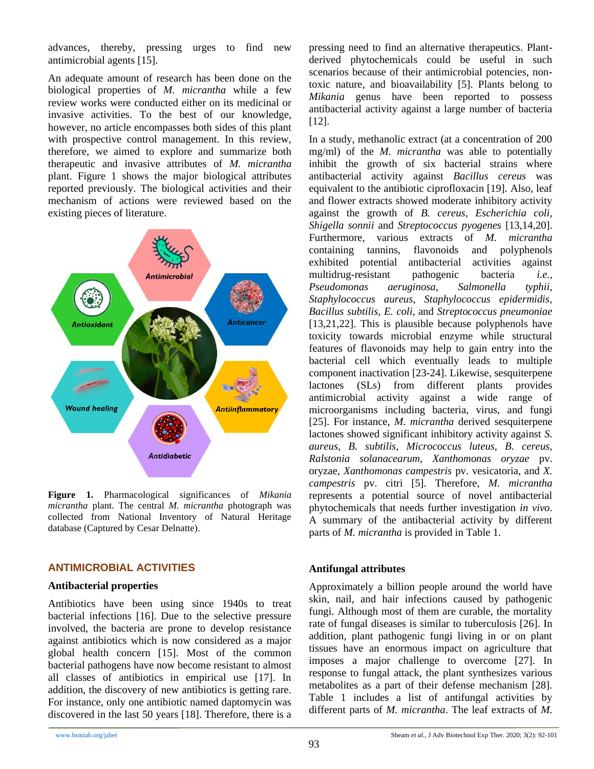advances, thereby, pressing urges to find new antimicrobial agents [15].

An adequate amount of research has been done on the biological properties of *M. micrantha* while a few review works were conducted either on its medicinal or invasive activities. To the best of our knowledge, however, no article encompasses both sides of this plant with prospective control management. In this review, therefore, we aimed to explore and summarize both therapeutic and invasive attributes of *M. micrantha* plant. Figure 1 shows the major biological attributes reported previously. The biological activities and their mechanism of actions were reviewed based on the existing pieces of literature.

**Figure 1.** Pharmacological significances of *Mikania micrantha* plant. The central *M. micrantha* photograph was collected from National Inventory of Natural Heritage database (Captured by Cesar Delnatte).

## ANTIMICROBIAL ACTIVITIES

### Antibacterial properties

Antibiotics have been using since 1940s to treat bacterial infections [16]. Due to the selective pressure involved, the bacteria are prone to develop resistance against antibiotics which is now considered as a major global health concern [15]. Most of the common bacterial pathogens have now become resistant to almost all classes of antibiotics in empirical use [17]. In addition, the discovery of new antibiotics is getting rare. For instance, only one antibiotic named daptomycin was discovered in the last 50 years [18]. Therefore, there is a pressing need to find an alternative therapeutics. Plant-derived phytochemicals could be useful in such scenarios because of their antimicrobial potencies, non-toxic nature, and bioavailability [5]. Plants belong to *Mikania* genus have been reported to possess antibacterial activity against a large number of bacteria [12].

In a study, methanolic extract (at a concentration of 200 mg/ml) of the *M. micrantha* was able to potentially inhibit the growth of six bacterial strains where antibacterial activity against *Bacillus cereus* was equivalent to the antibiotic ciprofloxacin [19]. Also, leaf and flower extracts showed moderate inhibitory activity against the growth of *B. cereus*, *Escherichia coli*, *Shigella sonnii* and *Streptococcus pyogenes* [13,14,20]. Furthermore, various extracts of *M. micrantha* containing tannins, flavonoids and polyphenols exhibited potential antibacterial activities against multidrug-resistant pathogenic bacteria *i.e., Pseudomonas aeruginosa, Salmonella typhii, Staphylococcus aureus, Staphylococcus epidermidis, Bacillus subtilis, E. coli,* and *Streptococcus pneumoniae* [13,21,22]. This is plausible because polyphenols have toxicity towards microbial enzyme while structural features of flavonoids may help to gain entry into the bacterial cell which eventually leads to multiple component inactivation [23-24]. Likewise, sesquiterpene lactones (SLs) from different plants provides antimicrobial activity against a wide range of microorganisms including bacteria, virus, and fungi [25]. For instance, *M. micrantha* derived sesquiterpene lactones showed significant inhibitory activity against *S. aureus, B. subtilis, Micrococcus luteus, B. cereus, Ralstonia solanacearum, Xanthomonas oryzae* pv. oryzae, *Xanthomonas campestris* pv. vesicatoria, and *X. campestris* pv. citri [5]. Therefore, *M. micrantha* represents a potential source of novel antibacterial phytochemicals that needs further investigation *in vivo*. A summary of the antibacterial activity by different parts of *M. micrantha* is provided in Table 1.

### Antifungal attributes

Approximately a billion people around the world have skin, nail, and hair infections caused by pathogenic fungi. Although most of them are curable, the mortality rate of fungal diseases is similar to tuberculosis [26]. In addition, plant pathogenic fungi living in or on plant tissues have an enormous impact on agriculture that imposes a major challenge to overcome [27]. In response to fungal attack, the plant synthesizes various metabolites as a part of their defense mechanism [28]. Table 1 includes a list of antifungal activities by different parts of *M. micrantha*. The leaf extracts of *M.*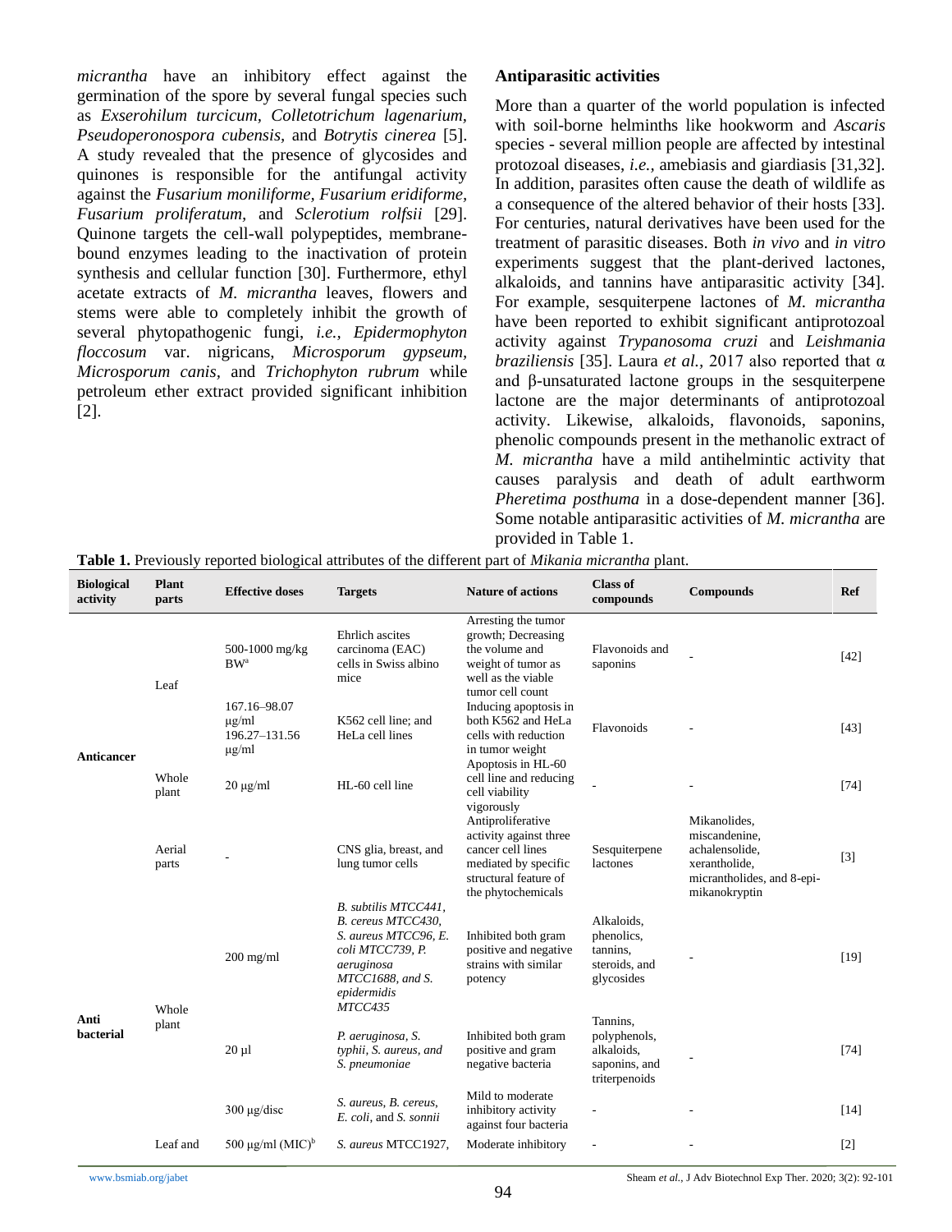*micrantha* have an inhibitory effect against the germination of the spore by several fungal species such as *Exserohilum turcicum*, *Colletotrichum lagenarium*, *Pseudoperonospora cubensis*, and *Botrytis cinerea* [5]. A study revealed that the presence of glycosides and quinones is responsible for the antifungal activity against the *Fusarium moniliforme, Fusarium eridiforme, Fusarium proliferatum*, and *Sclerotium rolfsii* [29]. Quinone targets the cell-wall polypeptides, membrane-bound enzymes leading to the inactivation of protein synthesis and cellular function [30]. Furthermore, ethyl acetate extracts of *M. micrantha* leaves, flowers and stems were able to completely inhibit the growth of several phytopathogenic fungi, *i.e., Epidermophyton floccosum* var. nigricans, *Microsporum gypseum, Microsporum canis*, and *Trichophyton rubrum* while petroleum ether extract provided significant inhibition [2].

## Antiparasitic activities

More than a quarter of the world population is infected with soil-borne helminths like hookworm and *Ascaris* species - several million people are affected by intestinal protozoal diseases, *i.e.*, amebiasis and giardiasis [31,32]. In addition, parasites often cause the death of wildlife as a consequence of the altered behavior of their hosts [33]. For centuries, natural derivatives have been used for the treatment of parasitic diseases. Both *in vivo* and *in vitro* experiments suggest that the plant-derived lactones, alkaloids, and tannins have antiparasitic activity [34]. For example, sesquiterpene lactones of *M. micrantha* have been reported to exhibit significant antiprotozoal activity against *Trypanosoma cruzi* and *Leishmania braziliensis* [35]. Laura *et al.,* 2017 also reported that α and β-unsaturated lactone groups in the sesquiterpene lactone are the major determinants of antiprotozoal activity. Likewise, alkaloids, flavonoids, saponins, phenolic compounds present in the methanolic extract of *M. micrantha* have a mild antihelmintic activity that causes paralysis and death of adult earthworm *Pheretima posthuma* in a dose-dependent manner [36]. Some notable antiparasitic activities of *M. micrantha* are provided in Table 1.

**Table 1.** Previously reported biological attributes of the different part of *Mikania micrantha* plant.

| Biological activity | Plant parts | Effective doses | Targets | Nature of actions | Class of compounds | Compounds | Ref |
|---|---|---|---|---|---|---|---|
| Anticancer | Leaf | 500-1000 mg/kg BW[a] | Ehrlich ascites carcinoma (EAC) cells in Swiss albino mice | Arresting the tumor growth; Decreasing the volume and weight of tumor as well as the viable tumor cell count | Flavonoids and saponins | - | [42] |
| | | 167.16–98.07 µg/ml 196.27–131.56 µg/ml | K562 cell line; and HeLa cell lines | Inducing apoptosis in both K562 and HeLa cells with reduction in tumor weight | Flavonoids | - | [43] |
| | Whole plant | 20 µg/ml | HL-60 cell line | Apoptosis in HL-60 cell line and reducing cell viability vigorously | - | - | [74] |
| | Aerial parts | - | CNS glia, breast, and lung tumor cells | Antiproliferative activity against three cancer cell lines mediated by specific structural feature of the phytochemicals | Sesquiterpene lactones | Mikanolides, miscandenine, achalensolide, xerantholide, micrantholides, and 8-epi-mikanokryptin | [3] |
| Anti bacterial | Whole plant | 200 mg/ml | *B. subtilis MTCC441, B. cereus MTCC430, S. aureus MTCC96, E. coli MTCC739, P. aeruginosa MTCC1688, and S. epidermidis MTCC435* | Inhibited both gram positive and negative strains with similar potency | Alkaloids, phenolics, tannins, steroids, and glycosides | - | [19] |
| | | 20 µl | *P. aeruginosa, S. typhii, S. aureus, and S. pneumoniae* | Inhibited both gram positive and gram negative bacteria | Tannins, polyphenols, alkaloids, saponins, and triterpenoids | - | [74] |
| | | 300 µg/disc | *S. aureus, B. cereus, E. coli*, and *S. sonnii* | Mild to moderate inhibitory activity against four bacteria | - | - | [14] |
| | Leaf and | 500 µg/ml (MIC)[b] | *S. aureus* MTCC1927, | Moderate inhibitory | - | - | [2] |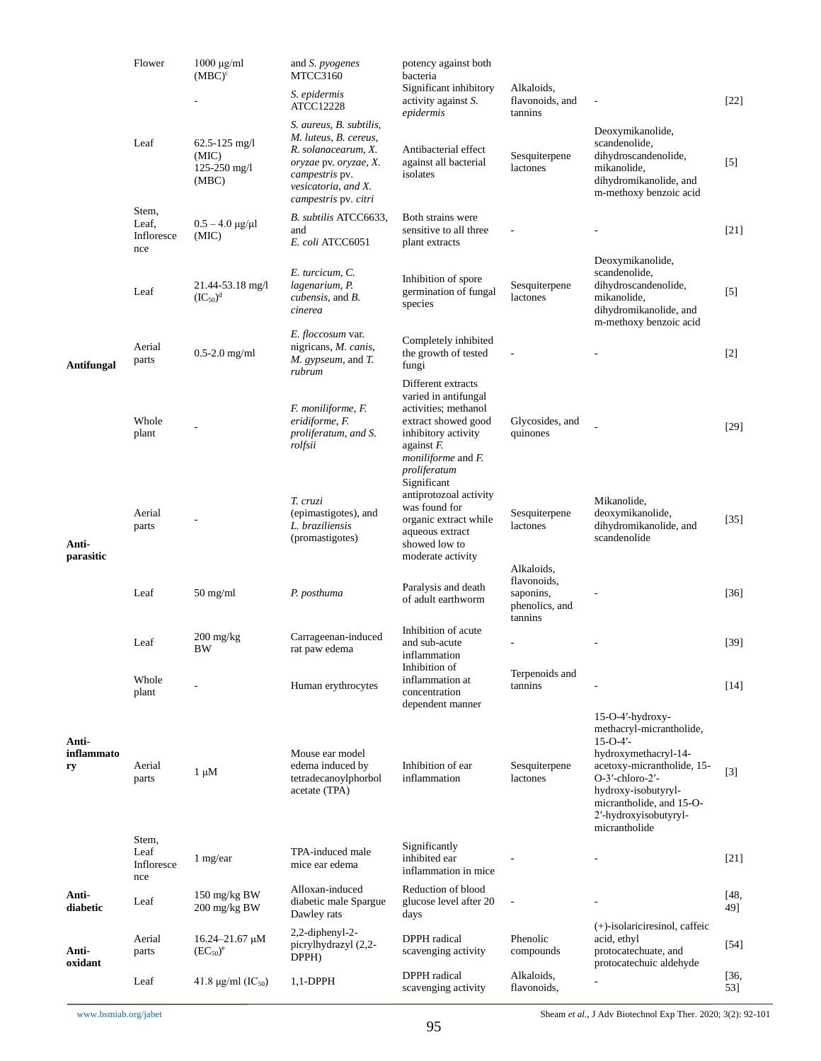| | Flower | 1000 µg/ml (MBC)[c] | and *S. pyogenes* MTCC3160 | potency against both bacteria | | | |
|---|---|---|---|---|---|---|---|
| | | - | *S. epidermis* ATCC12228 | Significant inhibitory activity against *S. epidermis* | Alkaloids, flavonoids, and tannins | - | [22] |
| | Leaf | 62.5-125 mg/l (MIC) 125-250 mg/l (MBC) | *S. aureus, B. subtilis, M. luteus, B. cereus, R. solanacearum, X. oryzae* pv. *oryzae, X. campestris* pv. *vesicatoria, and X. campestris* pv. *citri* | Antibacterial effect against all bacterial isolates | Sesquiterpene lactones | Deoxymikanolide, scandenolide, dihydroscandenolide, mikanolide, dihydromikanolide, and m-methoxy benzoic acid | [5] |
| | Stem, Leaf, Inflorescence | 0.5 – 4.0 µg/µl (MIC) | *B. subtilis* ATCC6633, and *E. coli* ATCC6051 | Both strains were sensitive to all three plant extracts | - | - | [21] |
| **Antifungal** | Leaf | 21.44-53.18 mg/l ($IC_{50}$)[d] | *E. turcicum, C. lagenarium, P. cubensis,* and *B. cinerea* | Inhibition of spore germination of fungal species | Sesquiterpene lactones | Deoxymikanolide, scandenolide, dihydroscandenolide, mikanolide, dihydromikanolide, and m-methoxy benzoic acid | [5] |
| | Aerial parts | 0.5-2.0 mg/ml | *E. floccosum* var. nigricans, *M. canis, M. gypseum,* and *T. rubrum* | Completely inhibited the growth of tested fungi | - | - | [2] |
| | Whole plant | - | *F. moniliforme, F. eridiforme, F. proliferatum, and S. rolfsii* | Different extracts varied in antifungal activities; methanol extract showed good inhibitory activity against *F. moniliforme* and *F. proliferatum* | Glycosides, and quinones | - | [29] |
| **Anti-parasitic** | Aerial parts | - | *T. cruzi* (epimastigotes), and *L. braziliensis* (promastigotes) | Significant antiprotozoal activity was found for organic extract while aqueous extract showed low to moderate activity | Sesquiterpene lactones | Mikanolide, deoxymikanolide, dihydromikanolide, and scandenolide | [35] |
| | Leaf | 50 mg/ml | *P. posthuma* | Paralysis and death of adult earthworm | Alkaloids, flavonoids, saponins, phenolics, and tannins | - | [36] |
| **Anti-inflammatory** | Leaf | 200 mg/kg BW | Carrageenan-induced rat paw edema | Inhibition of acute and sub-acute inflammation | - | - | [39] |
| | Whole plant | - | Human erythrocytes | Inhibition of inflammation at concentration dependent manner | Terpenoids and tannins | - | [14] |
| | Aerial parts | 1 µM | Mouse ear model edema induced by tetradecanoylphorbol acetate (TPA) | Inhibition of ear inflammation | Sesquiterpene lactones | 15-O-4′-hydroxy-methacryl-micrantholide, 15-O-4′-hydroxymethacryl-14-acetoxy-micrantholide, 15-O-3′-chloro-2′-hydroxy-isobutyryl-micrantholide, and 15-O-2′-hydroxyisobutyryl-micrantholide | [3] |
| | Stem, Leaf Inflorescence | 1 mg/ear | TPA-induced male mice ear edema | Significantly inhibited ear inflammation in mice | - | - | [21] |
| **Anti-diabetic** | Leaf | 150 mg/kg BW 200 mg/kg BW | Alloxan-induced diabetic male Spargue Dawley rats | Reduction of blood glucose level after 20 days | - | - | [48, 49] |
| **Anti-oxidant** | Aerial parts | 16.24–21.67 µM ($EC_{50}$)[e] | 2,2-diphenyl-2-picrylhydrazyl (2,2-DPPH) | DPPH radical scavenging activity | Phenolic compounds | (+)-isolariciresinol, caffeic acid, ethyl protocatechuate, and protocatechuic aldehyde | [54] |
| | Leaf | 41.8 µg/ml ($IC_{50}$) | 1,1-DPPH | DPPH radical scavenging activity | Alkaloids, flavonoids, | - | [36, 53] |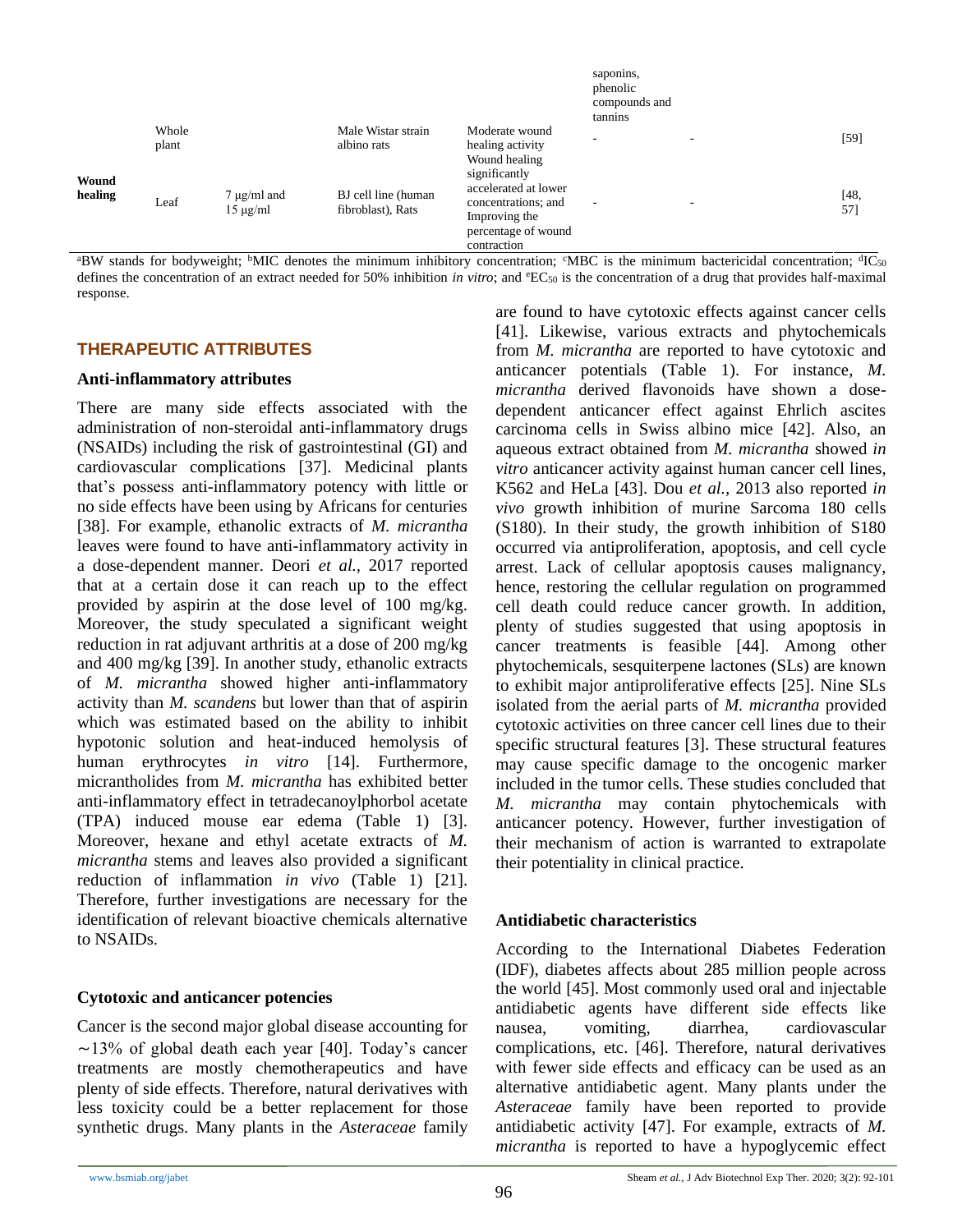| | | | | | saponins, phenolic compounds and tannins | | |
|---|---|---|---|---|---|---|---|
| Wound healing | Whole plant | | Male Wistar strain albino rats | Moderate wound healing activity | - | - | [59] |
| | Leaf | 7 μg/ml and 15 μg/ml | BJ cell line (human fibroblast), Rats | Wound healing significantly accelerated at lower concentrations; and Improving the percentage of wound contraction | - | - | [48, 57] |

[a]BW stands for bodyweight; [b]MIC denotes the minimum inhibitory concentration; [c]MBC is the minimum bactericidal concentration; [d]$IC_{50}$ defines the concentration of an extract needed for 50% inhibition *in vitro*; and [e]$EC_{50}$ is the concentration of a drug that provides half-maximal response.

## THERAPEUTIC ATTRIBUTES

### Anti-inflammatory attributes

There are many side effects associated with the administration of non-steroidal anti-inflammatory drugs (NSAIDs) including the risk of gastrointestinal (GI) and cardiovascular complications [37]. Medicinal plants that's possess anti-inflammatory potency with little or no side effects have been using by Africans for centuries [38]. For example, ethanolic extracts of *M. micrantha* leaves were found to have anti-inflammatory activity in a dose-dependent manner. Deori *et al.*, 2017 reported that at a certain dose it can reach up to the effect provided by aspirin at the dose level of 100 mg/kg. Moreover, the study speculated a significant weight reduction in rat adjuvant arthritis at a dose of 200 mg/kg and 400 mg/kg [39]. In another study, ethanolic extracts of *M. micrantha* showed higher anti-inflammatory activity than *M. scandens* but lower than that of aspirin which was estimated based on the ability to inhibit hypotonic solution and heat-induced hemolysis of human erythrocytes *in vitro* [14]. Furthermore, micrantholides from *M. micrantha* has exhibited better anti-inflammatory effect in tetradecanoylphorbol acetate (TPA) induced mouse ear edema (Table 1) [3]. Moreover, hexane and ethyl acetate extracts of *M. micrantha* stems and leaves also provided a significant reduction of inflammation *in vivo* (Table 1) [21]. Therefore, further investigations are necessary for the identification of relevant bioactive chemicals alternative to NSAIDs.

### Cytotoxic and anticancer potencies

Cancer is the second major global disease accounting for ∼13% of global death each year [40]. Today's cancer treatments are mostly chemotherapeutics and have plenty of side effects. Therefore, natural derivatives with less toxicity could be a better replacement for those synthetic drugs. Many plants in the *Asteraceae* family are found to have cytotoxic effects against cancer cells [41]. Likewise, various extracts and phytochemicals from *M. micrantha* are reported to have cytotoxic and anticancer potentials (Table 1). For instance, *M. micrantha* derived flavonoids have shown a dose-dependent anticancer effect against Ehrlich ascites carcinoma cells in Swiss albino mice [42]. Also, an aqueous extract obtained from *M. micrantha* showed *in vitro* anticancer activity against human cancer cell lines, K562 and HeLa [43]. Dou *et al.*, 2013 also reported *in vivo* growth inhibition of murine Sarcoma 180 cells (S180). In their study, the growth inhibition of S180 occurred via antiproliferation, apoptosis, and cell cycle arrest. Lack of cellular apoptosis causes malignancy, hence, restoring the cellular regulation on programmed cell death could reduce cancer growth. In addition, plenty of studies suggested that using apoptosis in cancer treatments is feasible [44]. Among other phytochemicals, sesquiterpene lactones (SLs) are known to exhibit major antiproliferative effects [25]. Nine SLs isolated from the aerial parts of *M. micrantha* provided cytotoxic activities on three cancer cell lines due to their specific structural features [3]. These structural features may cause specific damage to the oncogenic marker included in the tumor cells. These studies concluded that *M. micrantha* may contain phytochemicals with anticancer potency. However, further investigation of their mechanism of action is warranted to extrapolate their potentiality in clinical practice.

### Antidiabetic characteristics

According to the International Diabetes Federation (IDF), diabetes affects about 285 million people across the world [45]. Most commonly used oral and injectable antidiabetic agents have different side effects like nausea, vomiting, diarrhea, cardiovascular complications, etc. [46]. Therefore, natural derivatives with fewer side effects and efficacy can be used as an alternative antidiabetic agent. Many plants under the *Asteraceae* family have been reported to provide antidiabetic activity [47]. For example, extracts of *M. micrantha* is reported to have a hypoglycemic effect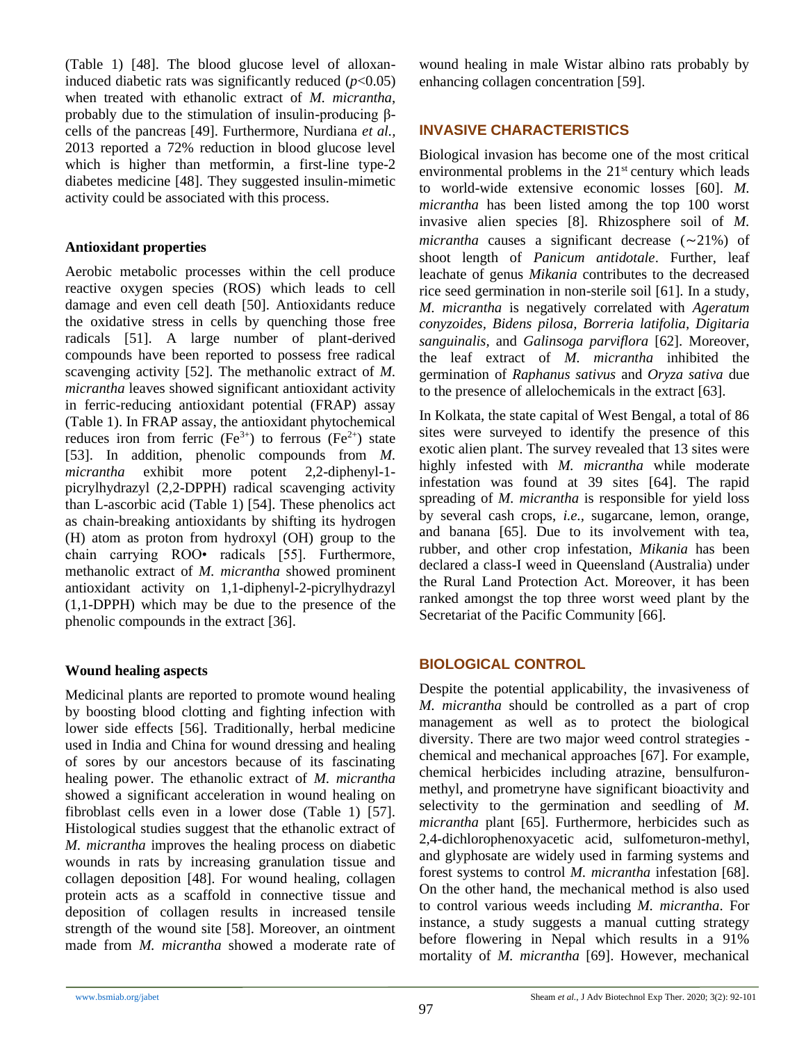(Table 1) [48]. The blood glucose level of alloxan-induced diabetic rats was significantly reduced ($p$<0.05) when treated with ethanolic extract of *M. micrantha*, probably due to the stimulation of insulin-producing β-cells of the pancreas [49]. Furthermore, Nurdiana *et al.,* 2013 reported a 72% reduction in blood glucose level which is higher than metformin, a first-line type-2 diabetes medicine [48]. They suggested insulin-mimetic activity could be associated with this process.

### Antioxidant properties

Aerobic metabolic processes within the cell produce reactive oxygen species (ROS) which leads to cell damage and even cell death [50]. Antioxidants reduce the oxidative stress in cells by quenching those free radicals [51]. A large number of plant-derived compounds have been reported to possess free radical scavenging activity [52]. The methanolic extract of *M. micrantha* leaves showed significant antioxidant activity in ferric-reducing antioxidant potential (FRAP) assay (Table 1). In FRAP assay, the antioxidant phytochemical reduces iron from ferric ($Fe^{3+}$) to ferrous ($Fe^{2+}$) state [53]. In addition, phenolic compounds from *M. micrantha* exhibit more potent 2,2-diphenyl-1-picrylhydrazyl (2,2-DPPH) radical scavenging activity than L-ascorbic acid (Table 1) [54]. These phenolics act as chain-breaking antioxidants by shifting its hydrogen (H) atom as proton from hydroxyl (OH) group to the chain carrying ROO• radicals [55]. Furthermore, methanolic extract of *M. micrantha* showed prominent antioxidant activity on 1,1-diphenyl-2-picrylhydrazyl (1,1-DPPH) which may be due to the presence of the phenolic compounds in the extract [36].

### Wound healing aspects

Medicinal plants are reported to promote wound healing by boosting blood clotting and fighting infection with lower side effects [56]. Traditionally, herbal medicine used in India and China for wound dressing and healing of sores by our ancestors because of its fascinating healing power. The ethanolic extract of *M. micrantha* showed a significant acceleration in wound healing on fibroblast cells even in a lower dose (Table 1) [57]. Histological studies suggest that the ethanolic extract of *M. micrantha* improves the healing process on diabetic wounds in rats by increasing granulation tissue and collagen deposition [48]. For wound healing, collagen protein acts as a scaffold in connective tissue and deposition of collagen results in increased tensile strength of the wound site [58]. Moreover, an ointment made from *M. micrantha* showed a moderate rate of wound healing in male Wistar albino rats probably by enhancing collagen concentration [59].

## INVASIVE CHARACTERISTICS

Biological invasion has become one of the most critical environmental problems in the 21st century which leads to world-wide extensive economic losses [60]. *M. micrantha* has been listed among the top 100 worst invasive alien species [8]. Rhizosphere soil of *M. micrantha* causes a significant decrease (~21%) of shoot length of *Panicum antidotale*. Further, leaf leachate of genus *Mikania* contributes to the decreased rice seed germination in non-sterile soil [61]. In a study, *M. micrantha* is negatively correlated with *Ageratum conyzoides*, *Bidens pilosa*, *Borreria latifolia*, *Digitaria sanguinalis*, and *Galinsoga parviflora* [62]. Moreover, the leaf extract of *M. micrantha* inhibited the germination of *Raphanus sativus* and *Oryza sativa* due to the presence of allelochemicals in the extract [63].

In Kolkata, the state capital of West Bengal, a total of 86 sites were surveyed to identify the presence of this exotic alien plant. The survey revealed that 13 sites were highly infested with *M. micrantha* while moderate infestation was found at 39 sites [64]. The rapid spreading of *M. micrantha* is responsible for yield loss by several cash crops, *i.e.,* sugarcane, lemon, orange, and banana [65]. Due to its involvement with tea, rubber, and other crop infestation, *Mikania* has been declared a class-I weed in Queensland (Australia) under the Rural Land Protection Act. Moreover, it has been ranked amongst the top three worst weed plant by the Secretariat of the Pacific Community [66].

## BIOLOGICAL CONTROL

Despite the potential applicability, the invasiveness of *M. micrantha* should be controlled as a part of crop management as well as to protect the biological diversity. There are two major weed control strategies - chemical and mechanical approaches [67]. For example, chemical herbicides including atrazine, bensulfuron-methyl, and prometryne have significant bioactivity and selectivity to the germination and seedling of *M. micrantha* plant [65]. Furthermore, herbicides such as 2,4-dichlorophenoxyacetic acid, sulfometuron-methyl, and glyphosate are widely used in farming systems and forest systems to control *M. micrantha* infestation [68]. On the other hand, the mechanical method is also used to control various weeds including *M. micrantha*. For instance, a study suggests a manual cutting strategy before flowering in Nepal which results in a 91% mortality of *M. micrantha* [69]. However, mechanical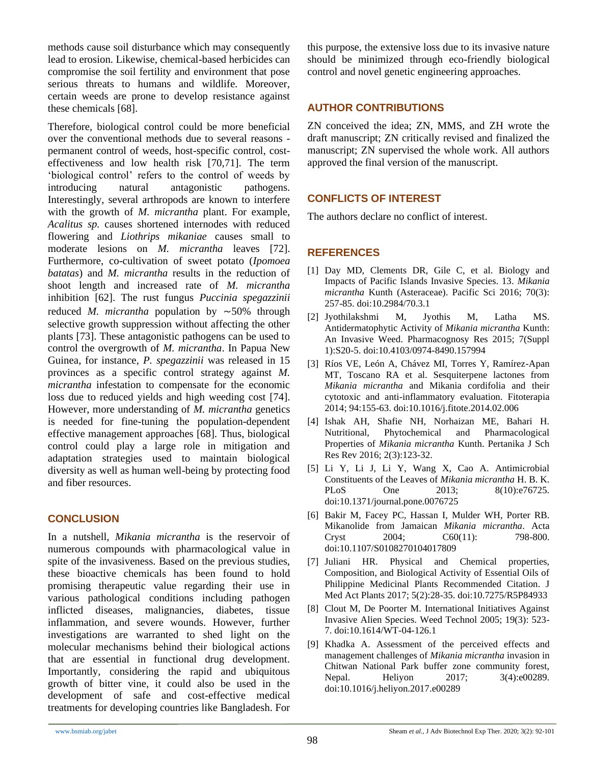methods cause soil disturbance which may consequently lead to erosion. Likewise, chemical-based herbicides can compromise the soil fertility and environment that pose serious threats to humans and wildlife. Moreover, certain weeds are prone to develop resistance against these chemicals [68].

Therefore, biological control could be more beneficial over the conventional methods due to several reasons - permanent control of weeds, host-specific control, cost-effectiveness and low health risk [70,71]. The term 'biological control' refers to the control of weeds by introducing natural antagonistic pathogens. Interestingly, several arthropods are known to interfere with the growth of *M. micrantha* plant. For example, *Acalitus sp.* causes shortened internodes with reduced flowering and *Liothrips mikaniae* causes small to moderate lesions on *M. micrantha* leaves [72]. Furthermore, co-cultivation of sweet potato (*Ipomoea batatas*) and *M. micrantha* results in the reduction of shoot length and increased rate of *M. micrantha* inhibition [62]. The rust fungus *Puccinia spegazzinii* reduced *M. micrantha* population by ∼50% through selective growth suppression without affecting the other plants [73]. These antagonistic pathogens can be used to control the overgrowth of *M. micrantha*. In Papua New Guinea, for instance, *P. spegazzinii* was released in 15 provinces as a specific control strategy against *M. micrantha* infestation to compensate for the economic loss due to reduced yields and high weeding cost [74]. However, more understanding of *M. micrantha* genetics is needed for fine-tuning the population-dependent effective management approaches [68]. Thus, biological control could play a large role in mitigation and adaptation strategies used to maintain biological diversity as well as human well-being by protecting food and fiber resources.

## CONCLUSION

In a nutshell, *Mikania micrantha* is the reservoir of numerous compounds with pharmacological value in spite of the invasiveness. Based on the previous studies, these bioactive chemicals has been found to hold promising therapeutic value regarding their use in various pathological conditions including pathogen inflicted diseases, malignancies, diabetes, tissue inflammation, and severe wounds. However, further investigations are warranted to shed light on the molecular mechanisms behind their biological actions that are essential in functional drug development. Importantly, considering the rapid and ubiquitous growth of bitter vine, it could also be used in the development of safe and cost-effective medical treatments for developing countries like Bangladesh. For this purpose, the extensive loss due to its invasive nature should be minimized through eco-friendly biological control and novel genetic engineering approaches.

## AUTHOR CONTRIBUTIONS

ZN conceived the idea; ZN, MMS, and ZH wrote the draft manuscript; ZN critically revised and finalized the manuscript; ZN supervised the whole work. All authors approved the final version of the manuscript.

## CONFLICTS OF INTEREST

The authors declare no conflict of interest.

## REFERENCES

[1] Day MD, Clements DR, Gile C, et al. Biology and Impacts of Pacific Islands Invasive Species. 13. *Mikania micrantha* Kunth (Asteraceae). Pacific Sci 2016; 70(3): 257-85. doi:10.2984/70.3.1

[2] Jyothilakshmi M, Jyothis M, Latha MS. Antidermatophytic Activity of *Mikania micrantha* Kunth: An Invasive Weed. Pharmacognosy Res 2015; 7(Suppl 1):S20-5. doi:10.4103/0974-8490.157994

[3] Ríos VE, León A, Chávez MI, Torres Y, Ramírez-Apan MT, Toscano RA et al. Sesquiterpene lactones from *Mikania micrantha* and Mikania cordifolia and their cytotoxic and anti-inflammatory evaluation. Fitoterapia 2014; 94:155-63. doi:10.1016/j.fitote.2014.02.006

[4] Ishak AH, Shafie NH, Norhaizan ME, Bahari H. Nutritional, Phytochemical and Pharmacological Properties of *Mikania micrantha* Kunth. Pertanika J Sch Res Rev 2016; 2(3):123-32.

[5] Li Y, Li J, Li Y, Wang X, Cao A. Antimicrobial Constituents of the Leaves of *Mikania micrantha* H. B. K. PLoS One 2013; 8(10):e76725. doi:10.1371/journal.pone.0076725

[6] Bakir M, Facey PC, Hassan I, Mulder WH, Porter RB. Mikanolide from Jamaican *Mikania micrantha*. Acta Cryst 2004; C60(11): 798-800. doi:10.1107/S0108270104017809

[7] Juliani HR. Physical and Chemical properties, Composition, and Biological Activity of Essential Oils of Philippine Medicinal Plants Recommended Citation. J Med Act Plants 2017; 5(2):28-35. doi:10.7275/R5P84933

[8] Clout M, De Poorter M. International Initiatives Against Invasive Alien Species. Weed Technol 2005; 19(3): 523-7. doi:10.1614/WT-04-126.1

[9] Khadka A. Assessment of the perceived effects and management challenges of *Mikania micrantha* invasion in Chitwan National Park buffer zone community forest, Nepal. Heliyon 2017; 3(4):e00289. doi:10.1016/j.heliyon.2017.e00289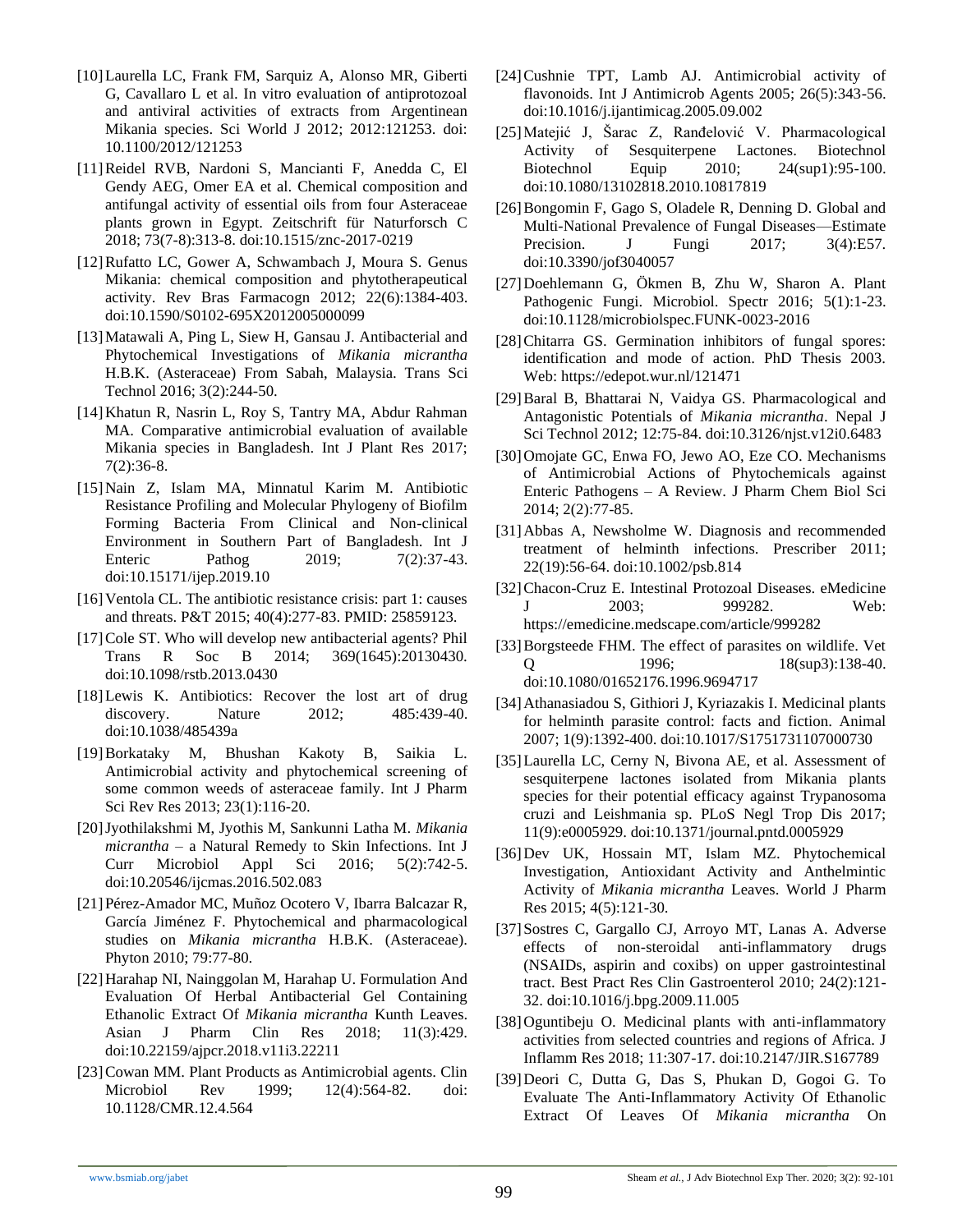[10] Laurella LC, Frank FM, Sarquiz A, Alonso MR, Giberti G, Cavallaro L et al. In vitro evaluation of antiprotozoal and antiviral activities of extracts from Argentinean Mikania species. Sci World J 2012; 2012:121253. doi: 10.1100/2012/121253

[11] Reidel RVB, Nardoni S, Mancianti F, Anedda C, El Gendy AEG, Omer EA et al. Chemical composition and antifungal activity of essential oils from four Asteraceae plants grown in Egypt. Zeitschrift für Naturforsch C 2018; 73(7-8):313-8. doi:10.1515/znc-2017-0219

[12] Rufatto LC, Gower A, Schwambach J, Moura S. Genus Mikania: chemical composition and phytotherapeutical activity. Rev Bras Farmacogn 2012; 22(6):1384-403. doi:10.1590/S0102-695X2012005000099

[13] Matawali A, Ping L, Siew H, Gansau J. Antibacterial and Phytochemical Investigations of *Mikania micrantha* H.B.K. (Asteraceae) From Sabah, Malaysia. Trans Sci Technol 2016; 3(2):244-50.

[14] Khatun R, Nasrin L, Roy S, Tantry MA, Abdur Rahman MA. Comparative antimicrobial evaluation of available Mikania species in Bangladesh. Int J Plant Res 2017; 7(2):36-8.

[15] Nain Z, Islam MA, Minnatul Karim M. Antibiotic Resistance Profiling and Molecular Phylogeny of Biofilm Forming Bacteria From Clinical and Non-clinical Environment in Southern Part of Bangladesh. Int J Enteric Pathog 2019; 7(2):37-43. doi:10.15171/ijep.2019.10

[16] Ventola CL. The antibiotic resistance crisis: part 1: causes and threats. P&T 2015; 40(4):277-83. PMID: 25859123.

[17] Cole ST. Who will develop new antibacterial agents? Phil Trans R Soc B 2014; 369(1645):20130430. doi:10.1098/rstb.2013.0430

[18] Lewis K. Antibiotics: Recover the lost art of drug discovery. Nature 2012; 485:439-40. doi:10.1038/485439a

[19] Borkataky M, Bhushan Kakoty B, Saikia L. Antimicrobial activity and phytochemical screening of some common weeds of asteraceae family. Int J Pharm Sci Rev Res 2013; 23(1):116-20.

[20] Jyothilakshmi M, Jyothis M, Sankunni Latha M. *Mikania micrantha* – a Natural Remedy to Skin Infections. Int J Curr Microbiol Appl Sci 2016; 5(2):742-5. doi:10.20546/ijcmas.2016.502.083

[21] Pérez-Amador MC, Muñoz Ocotero V, Ibarra Balcazar R, García Jiménez F. Phytochemical and pharmacological studies on *Mikania micrantha* H.B.K. (Asteraceae). Phyton 2010; 79:77-80.

[22] Harahap NI, Nainggolan M, Harahap U. Formulation And Evaluation Of Herbal Antibacterial Gel Containing Ethanolic Extract Of *Mikania micrantha* Kunth Leaves. Asian J Pharm Clin Res 2018; 11(3):429. doi:10.22159/ajpcr.2018.v11i3.22211

[23] Cowan MM. Plant Products as Antimicrobial agents. Clin Microbiol Rev 1999; 12(4):564-82. doi: 10.1128/CMR.12.4.564

[24] Cushnie TPT, Lamb AJ. Antimicrobial activity of flavonoids. Int J Antimicrob Agents 2005; 26(5):343-56. doi:10.1016/j.ijantimicag.2005.09.002

[25] Matejić J, Šarac Z, Ranđelović V. Pharmacological Activity of Sesquiterpene Lactones. Biotechnol Biotechnol Equip 2010; 24(sup1):95-100. doi:10.1080/13102818.2010.10817819

[26] Bongomin F, Gago S, Oladele R, Denning D. Global and Multi-National Prevalence of Fungal Diseases—Estimate Precision. J Fungi 2017; 3(4):E57. doi:10.3390/jof3040057

[27] Doehlemann G, Ökmen B, Zhu W, Sharon A. Plant Pathogenic Fungi. Microbiol. Spectr 2016; 5(1):1-23. doi:10.1128/microbiolspec.FUNK-0023-2016

[28] Chitarra GS. Germination inhibitors of fungal spores: identification and mode of action. PhD Thesis 2003. Web: https://edepot.wur.nl/121471

[29] Baral B, Bhattarai N, Vaidya GS. Pharmacological and Antagonistic Potentials of *Mikania micrantha*. Nepal J Sci Technol 2012; 12:75-84. doi:10.3126/njst.v12i0.6483

[30] Omojate GC, Enwa FO, Jewo AO, Eze CO. Mechanisms of Antimicrobial Actions of Phytochemicals against Enteric Pathogens – A Review. J Pharm Chem Biol Sci 2014; 2(2):77-85.

[31] Abbas A, Newsholme W. Diagnosis and recommended treatment of helminth infections. Prescriber 2011; 22(19):56-64. doi:10.1002/psb.814

[32] Chacon-Cruz E. Intestinal Protozoal Diseases. eMedicine J 2003; 999282. Web: https://emedicine.medscape.com/article/999282

[33] Borgsteede FHM. The effect of parasites on wildlife. Vet Q 1996; 18(sup3):138-40. doi:10.1080/01652176.1996.9694717

[34] Athanasiadou S, Githiori J, Kyriazakis I. Medicinal plants for helminth parasite control: facts and fiction. Animal 2007; 1(09):1392-400. doi:10.1017/S1751731107000730

[35] Laurella LC, Cerny N, Bivona AE, et al. Assessment of sesquiterpene lactones isolated from Mikania plants species for their potential efficacy against Trypanosoma cruzi and Leishmania sp. PLoS Negl Trop Dis 2017; 11(9):e0005929. doi:10.1371/journal.pntd.0005929

[36] Dev UK, Hossain MT, Islam MZ. Phytochemical Investigation, Antioxidant Activity and Anthelmintic Activity of *Mikania micrantha* Leaves. World J Pharm Res 2015; 4(5):121-30.

[37] Sostres C, Gargallo CJ, Arroyo MT, Lanas A. Adverse effects of non-steroidal anti-inflammatory drugs (NSAIDs, aspirin and coxibs) on upper gastrointestinal tract. Best Pract Res Clin Gastroenterol 2010; 24(2):121-32. doi:10.1016/j.bpg.2009.11.005

[38] Oguntibeju O. Medicinal plants with anti-inflammatory activities from selected countries and regions of Africa. J Inflamm Res 2018; 11:307-17. doi:10.2147/JIR.S167789

[39] Deori C, Dutta G, Das S, Phukan D, Gogoi G. To Evaluate The Anti-Inflammatory Activity Of Ethanolic Extract Of Leaves Of *Mikania micrantha* On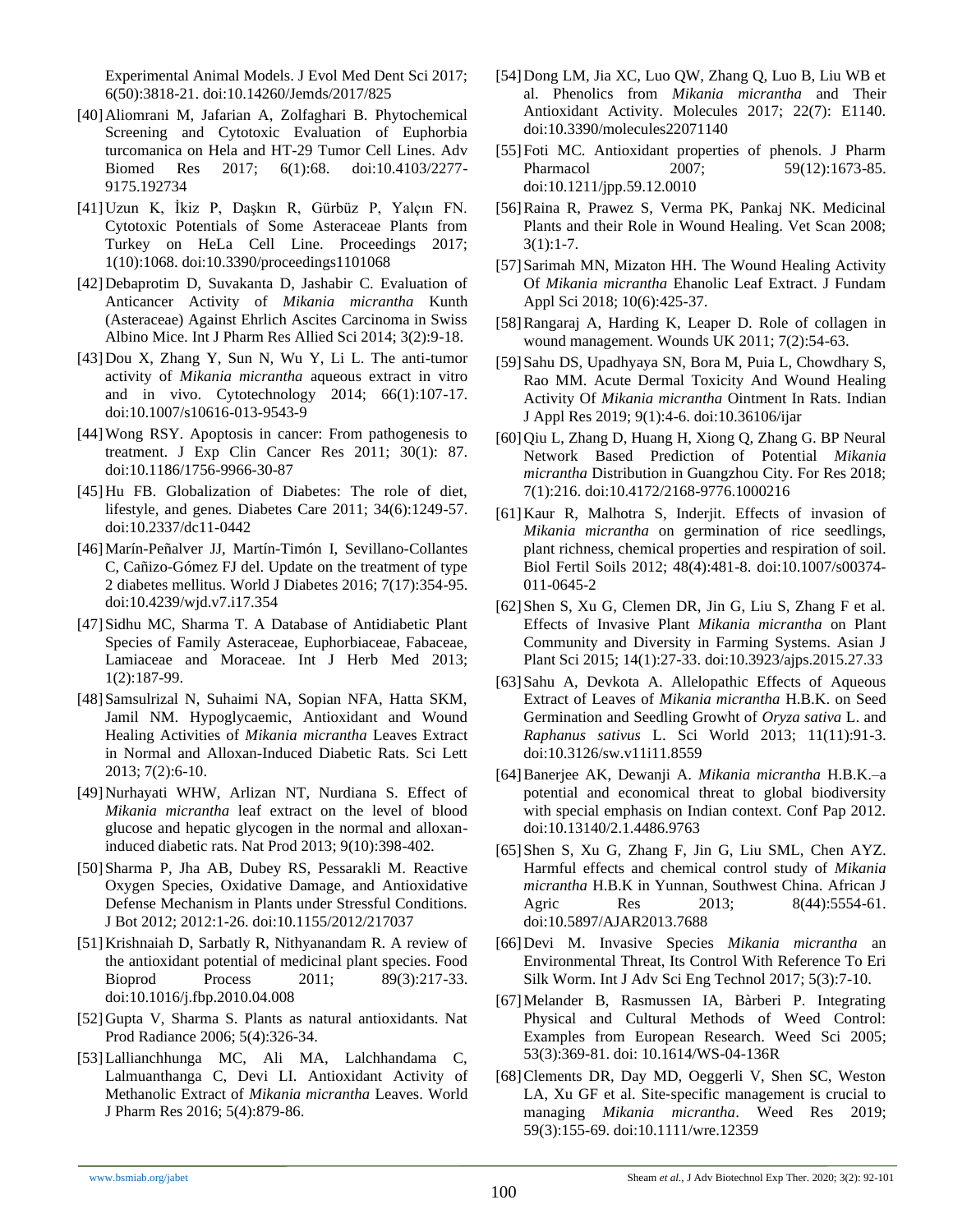Experimental Animal Models. J Evol Med Dent Sci 2017; 6(50):3818-21. doi:10.14260/Jemds/2017/825

[40] Aliomrani M, Jafarian A, Zolfaghari B. Phytochemical Screening and Cytotoxic Evaluation of Euphorbia turcomanica on Hela and HT-29 Tumor Cell Lines. Adv Biomed Res 2017; 6(1):68. doi:10.4103/2277-9175.192734

[41] Uzun K, İkiz P, Daşkın R, Gürbüz P, Yalçın FN. Cytotoxic Potentials of Some Asteraceae Plants from Turkey on HeLa Cell Line. Proceedings 2017; 1(10):1068. doi:10.3390/proceedings1101068

[42] Debaprotim D, Suvakanta D, Jashabir C. Evaluation of Anticancer Activity of *Mikania micrantha* Kunth (Asteraceae) Against Ehrlich Ascites Carcinoma in Swiss Albino Mice. Int J Pharm Res Allied Sci 2014; 3(2):9-18.

[43] Dou X, Zhang Y, Sun N, Wu Y, Li L. The anti-tumor activity of *Mikania micrantha* aqueous extract in vitro and in vivo. Cytotechnology 2014; 66(1):107-17. doi:10.1007/s10616-013-9543-9

[44] Wong RSY. Apoptosis in cancer: From pathogenesis to treatment. J Exp Clin Cancer Res 2011; 30(1): 87. doi:10.1186/1756-9966-30-87

[45] Hu FB. Globalization of Diabetes: The role of diet, lifestyle, and genes. Diabetes Care 2011; 34(6):1249-57. doi:10.2337/dc11-0442

[46] Marín-Peñalver JJ, Martín-Timón I, Sevillano-Collantes C, Cañizo-Gómez FJ del. Update on the treatment of type 2 diabetes mellitus. World J Diabetes 2016; 7(17):354-95. doi:10.4239/wjd.v7.i17.354

[47] Sidhu MC, Sharma T. A Database of Antidiabetic Plant Species of Family Asteraceae, Euphorbiaceae, Fabaceae, Lamiaceae and Moraceae. Int J Herb Med 2013; 1(2):187-99.

[48] Samsulrizal N, Suhaimi NA, Sopian NFA, Hatta SKM, Jamil NM. Hypoglycaemic, Antioxidant and Wound Healing Activities of *Mikania micrantha* Leaves Extract in Normal and Alloxan-Induced Diabetic Rats. Sci Lett 2013; 7(2):6-10.

[49] Nurhayati WHW, Arlizan NT, Nurdiana S. Effect of *Mikania micrantha* leaf extract on the level of blood glucose and hepatic glycogen in the normal and alloxan-induced diabetic rats. Nat Prod 2013; 9(10):398-402.

[50] Sharma P, Jha AB, Dubey RS, Pessarakli M. Reactive Oxygen Species, Oxidative Damage, and Antioxidative Defense Mechanism in Plants under Stressful Conditions. J Bot 2012; 2012:1-26. doi:10.1155/2012/217037

[51] Krishnaiah D, Sarbatly R, Nithyanandam R. A review of the antioxidant potential of medicinal plant species. Food Bioprod Process 2011; 89(3):217-33. doi:10.1016/j.fbp.2010.04.008

[52] Gupta V, Sharma S. Plants as natural antioxidants. Nat Prod Radiance 2006; 5(4):326-34.

[53] Lallianchhunga MC, Ali MA, Lalchhandama C, Lalmuanthanga C, Devi LI. Antioxidant Activity of Methanolic Extract of *Mikania micrantha* Leaves. World J Pharm Res 2016; 5(4):879-86.

[54] Dong LM, Jia XC, Luo QW, Zhang Q, Luo B, Liu WB et al. Phenolics from *Mikania micrantha* and Their Antioxidant Activity. Molecules 2017; 22(7): E1140. doi:10.3390/molecules22071140

[55] Foti MC. Antioxidant properties of phenols. J Pharm Pharmacol 2007; 59(12):1673-85. doi:10.1211/jpp.59.12.0010

[56] Raina R, Prawez S, Verma PK, Pankaj NK. Medicinal Plants and their Role in Wound Healing. Vet Scan 2008; 3(1):1-7.

[57] Sarimah MN, Mizaton HH. The Wound Healing Activity Of *Mikania micrantha* Ehanolic Leaf Extract. J Fundam Appl Sci 2018; 10(6):425-37.

[58] Rangaraj A, Harding K, Leaper D. Role of collagen in wound management. Wounds UK 2011; 7(2):54-63.

[59] Sahu DS, Upadhyaya SN, Bora M, Puia L, Chowdhary S, Rao MM. Acute Dermal Toxicity And Wound Healing Activity Of *Mikania micrantha* Ointment In Rats. Indian J Appl Res 2019; 9(1):4-6. doi:10.36106/ijar

[60] Qiu L, Zhang D, Huang H, Xiong Q, Zhang G. BP Neural Network Based Prediction of Potential *Mikania micrantha* Distribution in Guangzhou City. For Res 2018; 7(1):216. doi:10.4172/2168-9776.1000216

[61] Kaur R, Malhotra S, Inderjit. Effects of invasion of *Mikania micrantha* on germination of rice seedlings, plant richness, chemical properties and respiration of soil. Biol Fertil Soils 2012; 48(4):481-8. doi:10.1007/s00374-011-0645-2

[62] Shen S, Xu G, Clemen DR, Jin G, Liu S, Zhang F et al. Effects of Invasive Plant *Mikania micrantha* on Plant Community and Diversity in Farming Systems. Asian J Plant Sci 2015; 14(1):27-33. doi:10.3923/ajps.2015.27.33

[63] Sahu A, Devkota A. Allelopathic Effects of Aqueous Extract of Leaves of *Mikania micrantha* H.B.K. on Seed Germination and Seedling Growht of *Oryza sativa* L. and *Raphanus sativus* L. Sci World 2013; 11(11):91-3. doi:10.3126/sw.v11i11.8559

[64] Banerjee AK, Dewanji A. *Mikania micrantha* H.B.K.–a potential and economical threat to global biodiversity with special emphasis on Indian context. Conf Pap 2012. doi:10.13140/2.1.4486.9763

[65] Shen S, Xu G, Zhang F, Jin G, Liu SML, Chen AYZ. Harmful effects and chemical control study of *Mikania micrantha* H.B.K in Yunnan, Southwest China. African J Agric Res 2013; 8(44):5554-61. doi:10.5897/AJAR2013.7688

[66] Devi M. Invasive Species *Mikania micrantha* an Environmental Threat, Its Control With Reference To Eri Silk Worm. Int J Adv Sci Eng Technol 2017; 5(3):7-10.

[67] Melander B, Rasmussen IA, Bàrberi P. Integrating Physical and Cultural Methods of Weed Control: Examples from European Research. Weed Sci 2005; 53(3):369-81. doi: 10.1614/WS-04-136R

[68] Clements DR, Day MD, Oeggerli V, Shen SC, Weston LA, Xu GF et al. Site-specific management is crucial to managing *Mikania micrantha*. Weed Res 2019; 59(3):155-69. doi:10.1111/wre.12359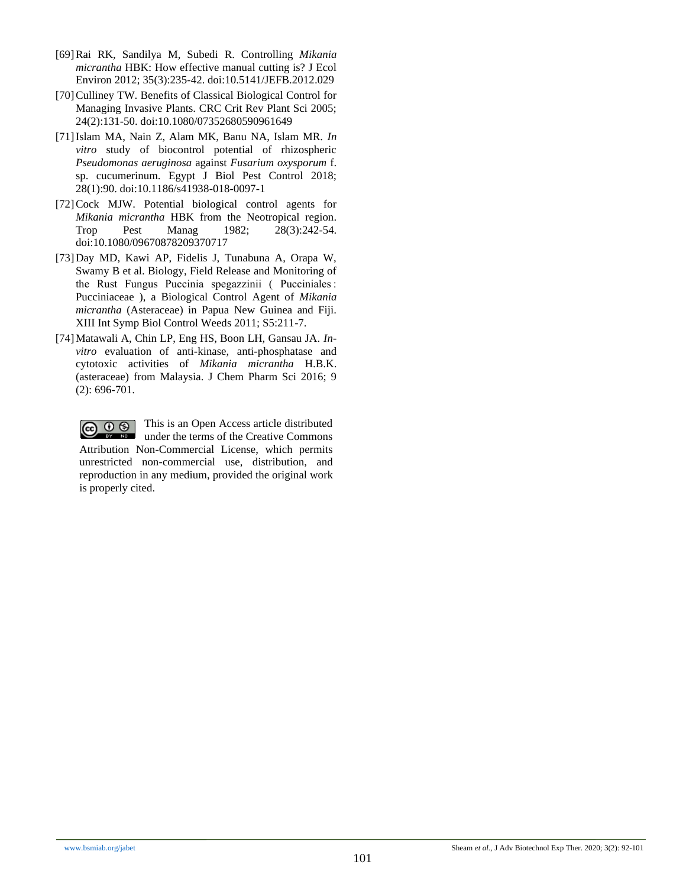[69] Rai RK, Sandilya M, Subedi R. Controlling *Mikania micrantha* HBK: How effective manual cutting is? J Ecol Environ 2012; 35(3):235-42. doi:10.5141/JEFB.2012.029

[70] Culliney TW. Benefits of Classical Biological Control for Managing Invasive Plants. CRC Crit Rev Plant Sci 2005; 24(2):131-50. doi:10.1080/07352680590961649

[71] Islam MA, Nain Z, Alam MK, Banu NA, Islam MR. *In vitro* study of biocontrol potential of rhizospheric *Pseudomonas aeruginosa* against *Fusarium oxysporum* f. sp. cucumerinum. Egypt J Biol Pest Control 2018; 28(1):90. doi:10.1186/s41938-018-0097-1

[72] Cock MJW. Potential biological control agents for *Mikania micrantha* HBK from the Neotropical region. Trop Pest Manag 1982; 28(3):242-54. doi:10.1080/09670878209370717

[73] Day MD, Kawi AP, Fidelis J, Tunabuna A, Orapa W, Swamy B et al. Biology, Field Release and Monitoring of the Rust Fungus Puccinia spegazzinii ( Pucciniales : Pucciniaceae ), a Biological Control Agent of *Mikania micrantha* (Asteraceae) in Papua New Guinea and Fiji. XIII Int Symp Biol Control Weeds 2011; S5:211-7.

[74] Matawali A, Chin LP, Eng HS, Boon LH, Gansau JA. *In-vitro* evaluation of anti-kinase, anti-phosphatase and cytotoxic activities of *Mikania micrantha* H.B.K. (asteraceae) from Malaysia. J Chem Pharm Sci 2016; 9 (2): 696-701.

This is an Open Access article distributed under the terms of the Creative Commons Attribution Non-Commercial License, which permits unrestricted non-commercial use, distribution, and reproduction in any medium, provided the original work is properly cited.